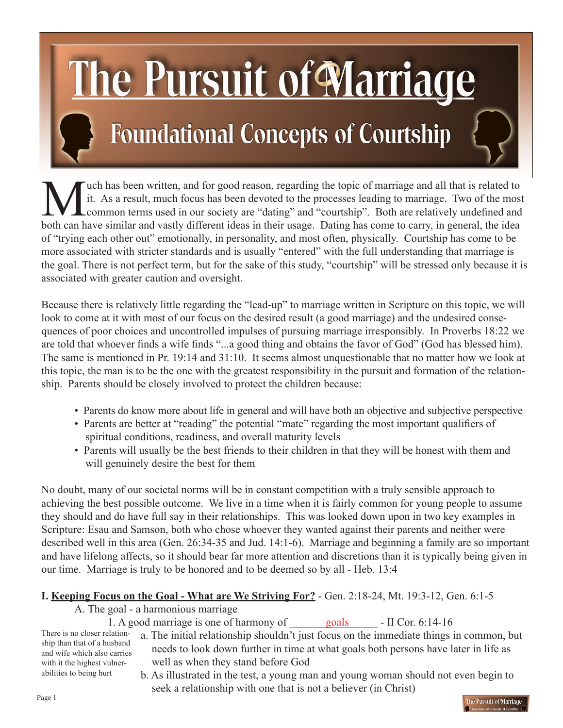# The Pursuit of Marriage

## Foundational Concepts of Courtship

Much has been written, and for good reason, regarding the topic of marriage and all that is related to it. As a result, much focus has been devoted to the processes leading to marriage. Two of the most common terms used in our society are "dating" and "courtship". Both are relatively undefined and both can have similar and vastly different ideas in their usage. Dating has come to carry, in general, the idea of "trying each other out" emotionally, in personality, and most often, physically. Courtship has come to be more associated with stricter standards and is usually "entered" with the full understanding that marriage is the goal. There is not perfect term, but for the sake of this study, "courtship" will be stressed only because it is associated with greater caution and oversight.

Because there is relatively little regarding the "lead-up" to marriage written in Scripture on this topic, we will look to come at it with most of our focus on the desired result (a good marriage) and the undesired consequences of poor choices and uncontrolled impulses of pursuing marriage irresponsibly. In Proverbs 18:22 we are told that whoever finds a wife finds "...a good thing and obtains the favor of God" (God has blessed him). The same is mentioned in Pr. 19:14 and 31:10. It seems almost unquestionable that no matter how we look at this topic, the man is to be the one with the greatest responsibility in the pursuit and formation of the relationship. Parents should be closely involved to protect the children because:

- Parents do know more about life in general and will have both an objective and subjective perspective
- Parents are better at "reading" the potential "mate" regarding the most important qualifiers of spiritual conditions, readiness, and overall maturity levels
- Parents will usually be the best friends to their children in that they will be honest with them and will genuinely desire the best for them

No doubt, many of our societal norms will be in constant competition with a truly sensible approach to achieving the best possible outcome. We live in a time when it is fairly common for young people to assume they should and do have full say in their relationships. This was looked down upon in two key examples in Scripture: Esau and Samson, both who chose whoever they wanted against their parents and neither were described well in this area (Gen. 26:34-35 and Jud. 14:1-6). Marriage and beginning a family are so important and have lifelong affects, so it should bear far more attention and discretions than it is typically being given in our time. Marriage is truly to be honored and to be deemed so by all - Heb. 13:4

**I. <u>Keeping Focus on the Goal - What are We Striving For?</u>** - Gen. 2:18-24, Mt. 19:3-12, Gen. 6:1-5

A. The goal - a harmonious marriage

1. A good marriage is one of harmony of ______goals______ - II Cor. 6:14-16

a. The initial relationship shouldn't just focus on the immediate things in common, but needs to look down further in time at what goals both persons have later in life as well as when they stand before God

b. As illustrated in the test, a young man and young woman should not even begin to seek a relationship with one that is not a believer (in Christ)

There is no closer relationship than that of a husband and wife which also carries with it the highest vulnerabilities to being hurt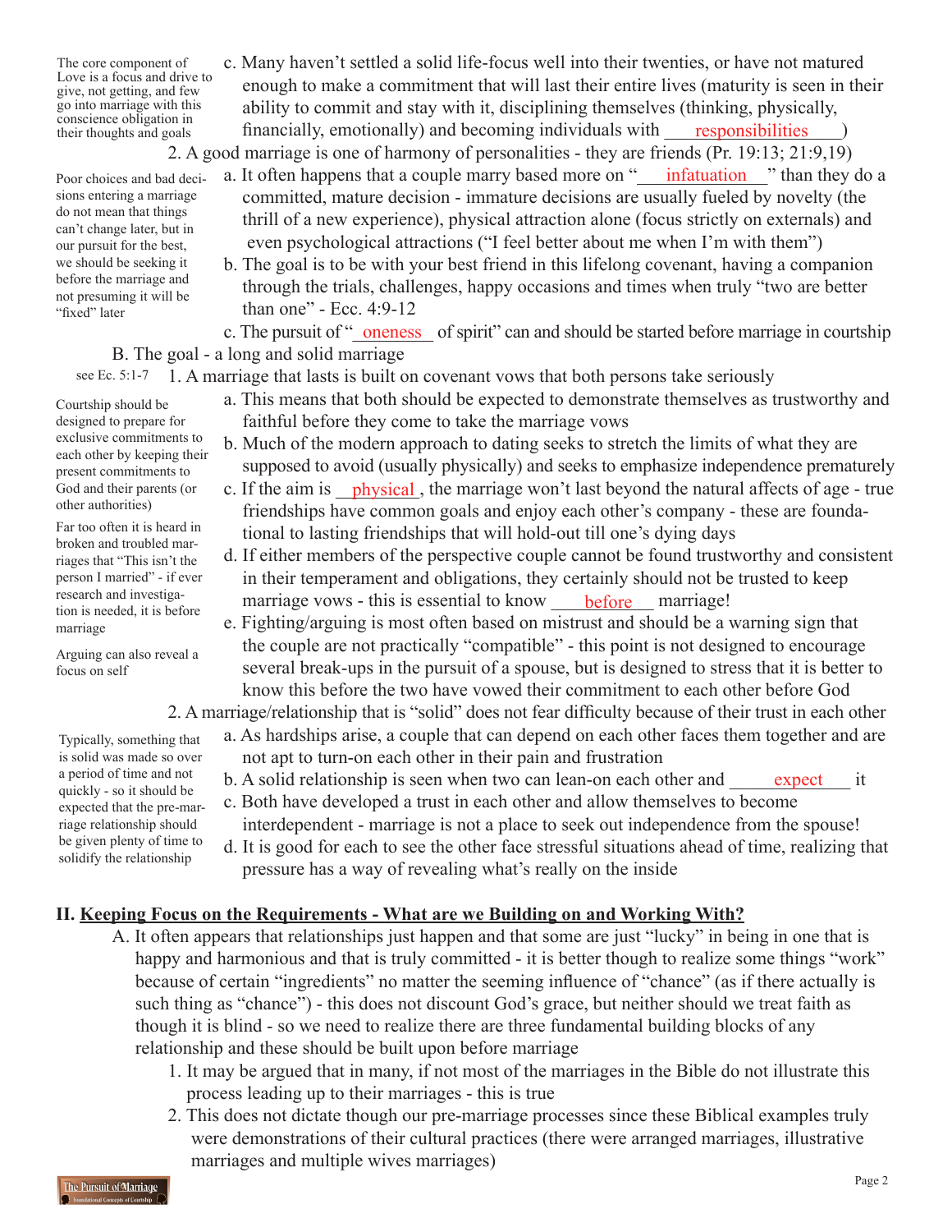The core component of Love is a focus and drive to give, not getting, and few go into marriage with this conscience obligation in their thoughts and goals

c. Many haven't settled a solid life-focus well into their twenties, or have not matured enough to make a commitment that will last their entire lives (maturity is seen in their ability to commit and stay with it, disciplining themselves (thinking, physically, financially, emotionally) and becoming individuals with responsibilities)

2. A good marriage is one of harmony of personalities - they are friends (Pr. 19:13; 21:9,19)

Poor choices and bad decisions entering a marriage do not mean that things can't change later, but in our pursuit for the best, we should be seeking it before the marriage and not presuming it will be "fixed" later

a. It often happens that a couple marry based more on "infatuation" than they do a committed, mature decision - immature decisions are usually fueled by novelty (the thrill of a new experience), physical attraction alone (focus strictly on externals) and even psychological attractions ("I feel better about me when I'm with them")

b. The goal is to be with your best friend in this lifelong covenant, having a companion through the trials, challenges, happy occasions and times when truly "two are better than one" - Ecc. 4:9-12

c. The pursuit of "oneness of spirit" can and should be started before marriage in courtship

B. The goal - a long and solid marriage

see Ec. 5:1-7

1. A marriage that lasts is built on covenant vows that both persons take seriously

Courtship should be designed to prepare for exclusive commitments to each other by keeping their present commitments to God and their parents (or other authorities)

Far too often it is heard in broken and troubled marriages that "This isn't the person I married" - if ever research and investigation is needed, it is before marriage

Arguing can also reveal a focus on self

a. This means that both should be expected to demonstrate themselves as trustworthy and faithful before they come to take the marriage vows

b. Much of the modern approach to dating seeks to stretch the limits of what they are supposed to avoid (usually physically) and seeks to emphasize independence prematurely

c. If the aim is physical, the marriage won't last beyond the natural affects of age - true friendships have common goals and enjoy each other's company - these are foundational to lasting friendships that will hold-out till one's dying days

d. If either members of the perspective couple cannot be found trustworthy and consistent in their temperament and obligations, they certainly should not be trusted to keep marriage vows - this is essential to know before marriage!

e. Fighting/arguing is most often based on mistrust and should be a warning sign that the couple are not practically "compatible" - this point is not designed to encourage several break-ups in the pursuit of a spouse, but is designed to stress that it is better to know this before the two have vowed their commitment to each other before God

2. A marriage/relationship that is "solid" does not fear difficulty because of their trust in each other

Typically, something that is solid was made so over a period of time and not quickly - so it should be expected that the pre-marriage relationship should be given plenty of time to solidify the relationship

a. As hardships arise, a couple that can depend on each other faces them together and are not apt to turn-on each other in their pain and frustration

b. A solid relationship is seen when two can lean-on each other and expect it

c. Both have developed a trust in each other and allow themselves to become interdependent - marriage is not a place to seek out independence from the spouse!

d. It is good for each to see the other face stressful situations ahead of time, realizing that pressure has a way of revealing what's really on the inside

## II. <u>Keeping Focus on the Requirements - What are we Building on and Working With?</u>

A. It often appears that relationships just happen and that some are just "lucky" in being in one that is happy and harmonious and that is truly committed - it is better though to realize some things "work" because of certain "ingredients" no matter the seeming influence of "chance" (as if there actually is such thing as "chance") - this does not discount God's grace, but neither should we treat faith as though it is blind - so we need to realize there are three fundamental building blocks of any relationship and these should be built upon before marriage

1. It may be argued that in many, if not most of the marriages in the Bible do not illustrate this process leading up to their marriages - this is true

2. This does not dictate though our pre-marriage processes since these Biblical examples truly were demonstrations of their cultural practices (there were arranged marriages, illustrative marriages and multiple wives marriages)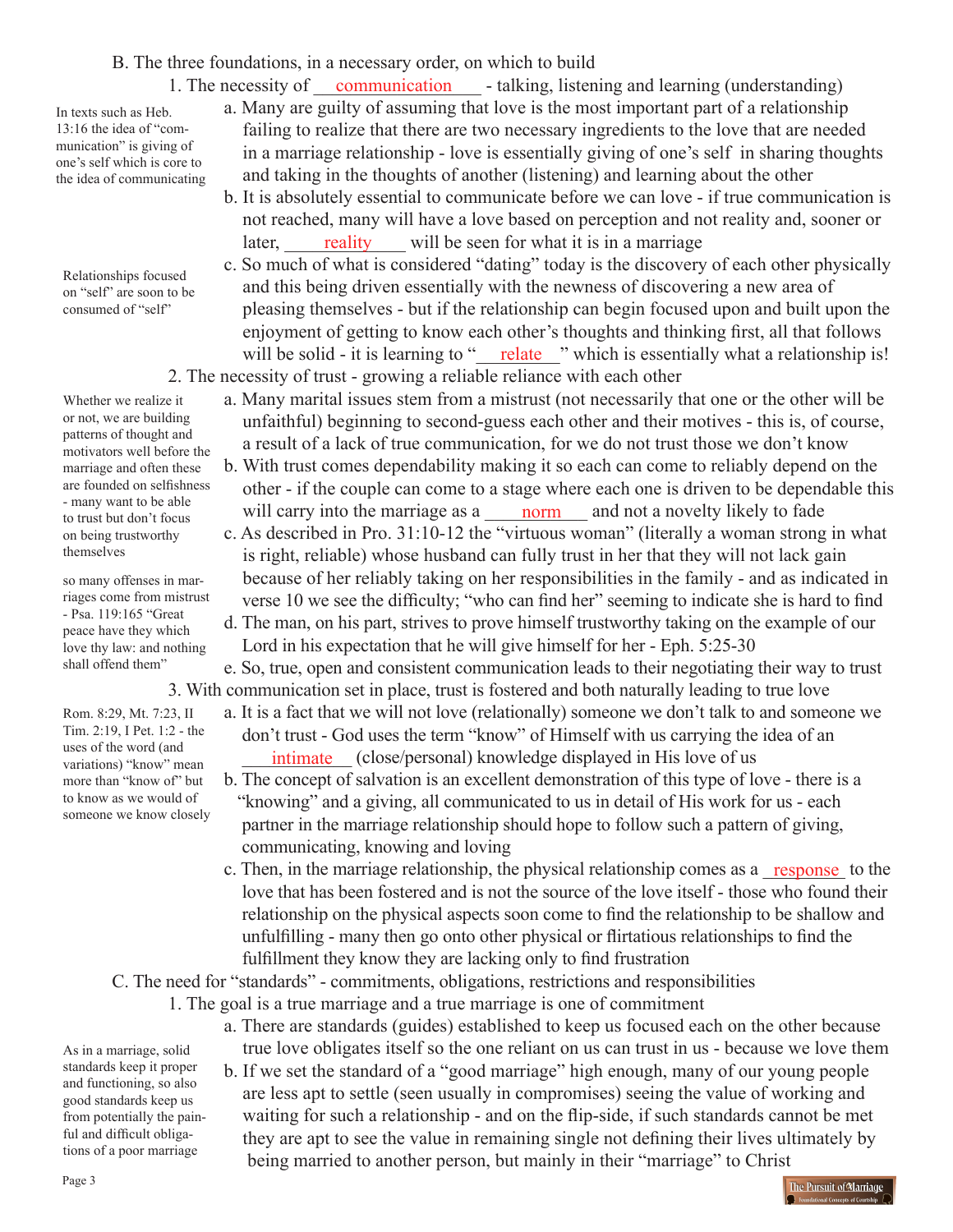B. The three foundations, in a necessary order, on which to build

1. The necessity of communication - talking, listening and learning (understanding)

In texts such as Heb. 13:16 the idea of "communication" is giving of one's self which is core to the idea of communicating

a. Many are guilty of assuming that love is the most important part of a relationship failing to realize that there are two necessary ingredients to the love that are needed in a marriage relationship - love is essentially giving of one's self in sharing thoughts and taking in the thoughts of another (listening) and learning about the other

b. It is absolutely essential to communicate before we can love - if true communication is not reached, many will have a love based on perception and not reality and, sooner or later, reality will be seen for what it is in a marriage

Relationships focused on "self" are soon to be consumed of "self"

c. So much of what is considered "dating" today is the discovery of each other physically and this being driven essentially with the newness of discovering a new area of pleasing themselves - but if the relationship can begin focused upon and built upon the enjoyment of getting to know each other's thoughts and thinking first, all that follows will be solid - it is learning to "relate" which is essentially what a relationship is!

2. The necessity of trust - growing a reliable reliance with each other

Whether we realize it or not, we are building patterns of thought and motivators well before the marriage and often these are founded on selfishness - many want to be able to trust but don't focus on being trustworthy themselves

a. Many marital issues stem from a mistrust (not necessarily that one or the other will be unfaithful) beginning to second-guess each other and their motives - this is, of course, a result of a lack of true communication, for we do not trust those we don't know

b. With trust comes dependability making it so each can come to reliably depend on the other - if the couple can come to a stage where each one is driven to be dependable this will carry into the marriage as a norm and not a novelty likely to fade

so many offenses in marriages come from mistrust - Psa. 119:165 "Great peace have they which love thy law: and nothing shall offend them"

c. As described in Pro. 31:10-12 the "virtuous woman" (literally a woman strong in what is right, reliable) whose husband can fully trust in her that they will not lack gain because of her reliably taking on her responsibilities in the family - and as indicated in verse 10 we see the difficulty; "who can find her" seeming to indicate she is hard to find

d. The man, on his part, strives to prove himself trustworthy taking on the example of our Lord in his expectation that he will give himself for her - Eph. 5:25-30

e. So, true, open and consistent communication leads to their negotiating their way to trust

3. With communication set in place, trust is fostered and both naturally leading to true love

Rom. 8:29, Mt. 7:23, II Tim. 2:19, I Pet. 1:2 - the uses of the word (and variations) "know" mean more than "know of" but to know as we would of someone we know closely

a. It is a fact that we will not love (relationally) someone we don't talk to and someone we don't trust - God uses the term "know" of Himself with us carrying the idea of an intimate (close/personal) knowledge displayed in His love of us

b. The concept of salvation is an excellent demonstration of this type of love - there is a "knowing" and a giving, all communicated to us in detail of His work for us - each partner in the marriage relationship should hope to follow such a pattern of giving, communicating, knowing and loving

c. Then, in the marriage relationship, the physical relationship comes as a response to the love that has been fostered and is not the source of the love itself - those who found their relationship on the physical aspects soon come to find the relationship to be shallow and unfulfilling - many then go onto other physical or flirtatious relationships to find the fulfillment they know they are lacking only to find frustration

C. The need for "standards" - commitments, obligations, restrictions and responsibilities

1. The goal is a true marriage and a true marriage is one of commitment

As in a marriage, solid standards keep it proper and functioning, so also good standards keep us from potentially the painful and difficult obligations of a poor marriage

a. There are standards (guides) established to keep us focused each on the other because true love obligates itself so the one reliant on us can trust in us - because we love them

b. If we set the standard of a "good marriage" high enough, many of our young people are less apt to settle (seen usually in compromises) seeing the value of working and waiting for such a relationship - and on the flip-side, if such standards cannot be met they are apt to see the value in remaining single not defining their lives ultimately by being married to another person, but mainly in their "marriage" to Christ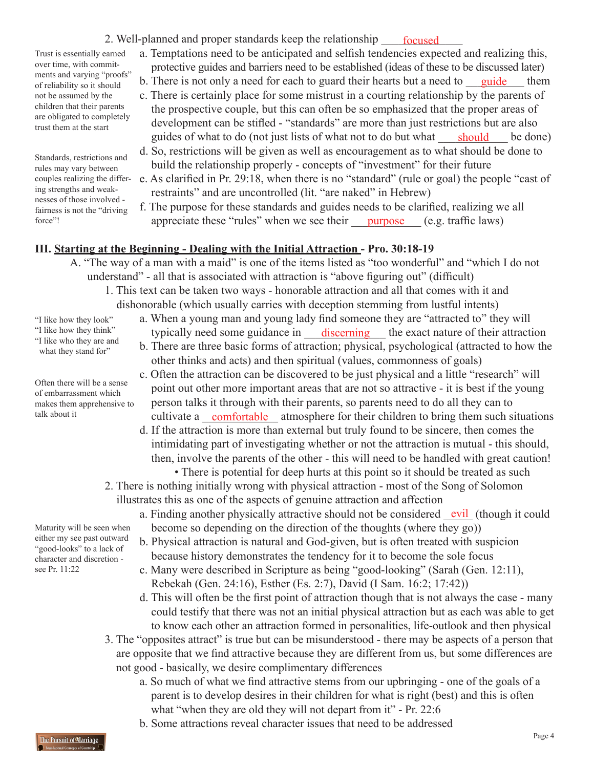2. Well-planned and proper standards keep the relationship focused

> Trust is essentially earned over time, with commitments and varying "proofs" of reliability so it should not be assumed by the children that their parents are obligated to completely trust them at the start

a. Temptations need to be anticipated and selfish tendencies expected and realizing this, protective guides and barriers need to be established (ideas of these to be discussed later)

b. There is not only a need for each to guard their hearts but a need to guide them

c. There is certainly place for some mistrust in a courting relationship by the parents of the prospective couple, but this can often be so emphasized that the proper areas of development can be stifled - "standards" are more than just restrictions but are also guides of what to do (not just lists of what not to do but what should be done)

> Standards, restrictions and rules may vary between couples realizing the differing strengths and weaknesses of those involved - fairness is not the "driving force"!

d. So, restrictions will be given as well as encouragement as to what should be done to build the relationship properly - concepts of "investment" for their future

e. As clarified in Pr. 29:18, when there is no "standard" (rule or goal) the people "cast of restraints" and are uncontrolled (lit. "are naked" in Hebrew)

f. The purpose for these standards and guides needs to be clarified, realizing we all appreciate these "rules" when we see their purpose (e.g. traffic laws)

## III. Starting at the Beginning - Dealing with the Initial Attraction - Pro. 30:18-19

A. "The way of a man with a maid" is one of the items listed as "too wonderful" and "which I do not understand" - all that is associated with attraction is "above figuring out" (difficult)

1. This text can be taken two ways - honorable attraction and all that comes with it and dishonorable (which usually carries with deception stemming from lustful intents)

> "I like how they look"
> "I like how they think"
> "I like who they are and what they stand for"

a. When a young man and young lady find someone they are "attracted to" they will typically need some guidance in discerning the exact nature of their attraction

b. There are three basic forms of attraction; physical, psychological (attracted to how the other thinks and acts) and then spiritual (values, commonness of goals)

> Often there will be a sense of embarrassment which makes them apprehensive to talk about it

c. Often the attraction can be discovered to be just physical and a little "research" will point out other more important areas that are not so attractive - it is best if the young person talks it through with their parents, so parents need to do all they can to cultivate a comfortable atmosphere for their children to bring them such situations

d. If the attraction is more than external but truly found to be sincere, then comes the intimidating part of investigating whether or not the attraction is mutual - this should, then, involve the parents of the other - this will need to be handled with great caution!

- There is potential for deep hurts at this point so it should be treated as such

2. There is nothing initially wrong with physical attraction - most of the Song of Solomon illustrates this as one of the aspects of genuine attraction and affection

> Maturity will be seen when either my see past outward "good-looks" to a lack of character and discretion - see Pr. 11:22

a. Finding another physically attractive should not be considered evil (though it could become so depending on the direction of the thoughts (where they go))

b. Physical attraction is natural and God-given, but is often treated with suspicion because history demonstrates the tendency for it to become the sole focus

c. Many were described in Scripture as being "good-looking" (Sarah (Gen. 12:11), Rebekah (Gen. 24:16), Esther (Es. 2:7), David (I Sam. 16:2; 17:42))

d. This will often be the first point of attraction though that is not always the case - many could testify that there was not an initial physical attraction but as each was able to get to know each other an attraction formed in personalities, life-outlook and then physical

3. The "opposites attract" is true but can be misunderstood - there may be aspects of a person that are opposite that we find attractive because they are different from us, but some differences are not good - basically, we desire complimentary differences

a. So much of what we find attractive stems from our upbringing - one of the goals of a parent is to develop desires in their children for what is right (best) and this is often what "when they are old they will not depart from it" - Pr. 22:6

b. Some attractions reveal character issues that need to be addressed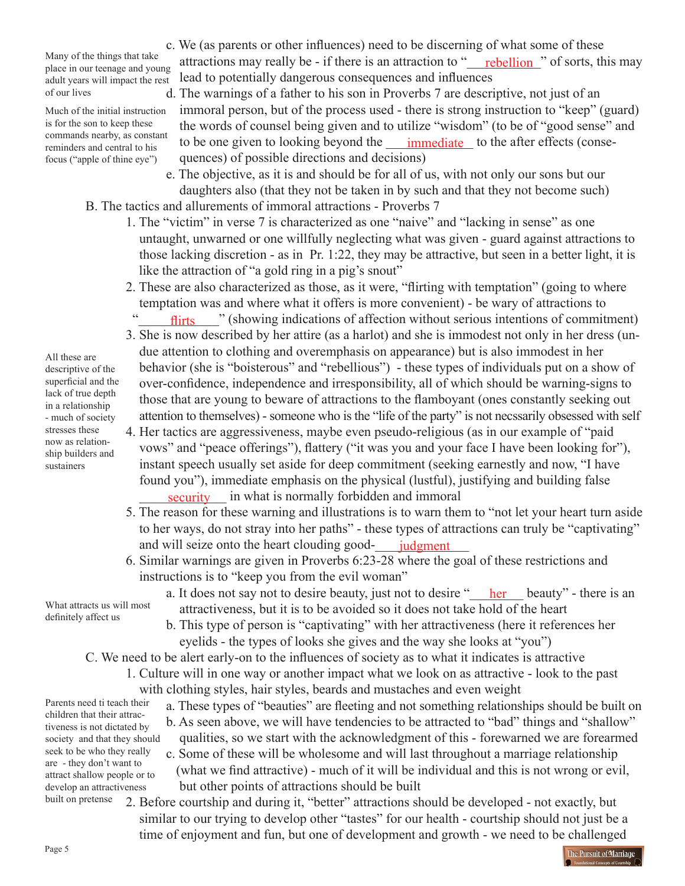Many of the things that take place in our teenage and young adult years will impact the rest of our lives

c. We (as parents or other influences) need to be discerning of what some of these attractions may really be - if there is an attraction to "___rebellion___" of sorts, this may lead to potentially dangerous consequences and influences

Much of the initial instruction is for the son to keep these commands nearby, as constant reminders and central to his focus ("apple of thine eye")

d. The warnings of a father to his son in Proverbs 7 are descriptive, not just of an immoral person, but of the process used - there is strong instruction to "keep" (guard) the words of counsel being given and to utilize "wisdom" (to be of "good sense" and to be one given to looking beyond the ___immediate___ to the after effects (consequences) of possible directions and decisions)

e. The objective, as it is and should be for all of us, with not only our sons but our daughters also (that they not be taken in by such and that they not become such)

B. The tactics and allurements of immoral attractions - Proverbs 7

1. The "victim" in verse 7 is characterized as one "naive" and "lacking in sense" as one untaught, unwarned or one willfully neglecting what was given - guard against attractions to those lacking discretion - as in Pr. 1:22, they may be attractive, but seen in a better light, it is like the attraction of "a gold ring in a pig's snout"

2. These are also characterized as those, as it were, "flirting with temptation" (going to where temptation was and where what it offers is more convenient) - be wary of attractions to "___flirts___" (showing indications of affection without serious intentions of commitment)

All these are descriptive of the superficial and the lack of true depth in a relationship - much of society stresses these now as relationship builders and sustainers

3. She is now described by her attire (as a harlot) and she is immodest not only in her dress (undue attention to clothing and overemphasis on appearance) but is also immodest in her behavior (she is "boisterous" and "rebellious") - these types of individuals put on a show of over-confidence, independence and irresponsibility, all of which should be warning-signs to those that are young to beware of attractions to the flamboyant (ones constantly seeking out attention to themselves) - someone who is the "life of the party" is not necssarily obsessed with self

4. Her tactics are aggressiveness, maybe even pseudo-religious (as in our example of "paid vows" and "peace offerings"), flattery ("it was you and your face I have been looking for"), instant speech usually set aside for deep commitment (seeking earnestly and now, "I have found you"), immediate emphasis on the physical (lustful), justifying and building false ___security___ in what is normally forbidden and immoral

5. The reason for these warning and illustrations is to warn them to "not let your heart turn aside to her ways, do not stray into her paths" - these types of attractions can truly be "captivating" and will seize onto the heart clouding good-___judgment___

6. Similar warnings are given in Proverbs 6:23-28 where the goal of these restrictions and instructions is to "keep you from the evil woman"

What attracts us will most definitely affect us

a. It does not say not to desire beauty, just not to desire "___her___ beauty" - there is an attractiveness, but it is to be avoided so it does not take hold of the heart

b. This type of person is "captivating" with her attractiveness (here it references her eyelids - the types of looks she gives and the way she looks at "you")

C. We need to be alert early-on to the influences of society as to what it indicates is attractive

1. Culture will in one way or another impact what we look on as attractive - look to the past with clothing styles, hair styles, beards and mustaches and even weight

Parents need ti teach their children that their attractiveness is not dictated by society and that they should seek to be who they really are - they don't want to attract shallow people or to develop an attractiveness built on pretense

a. These types of "beauties" are fleeting and not something relationships should be built on

b. As seen above, we will have tendencies to be attracted to "bad" things and "shallow" qualities, so we start with the acknowledgment of this - forewarned we are forearmed

c. Some of these will be wholesome and will last throughout a marriage relationship (what we find attractive) - much of it will be individual and this is not wrong or evil, but other points of attractions should be built

2. Before courtship and during it, "better" attractions should be developed - not exactly, but similar to our trying to develop other "tastes" for our health - courtship should not just be a time of enjoyment and fun, but one of development and growth - we need to be challenged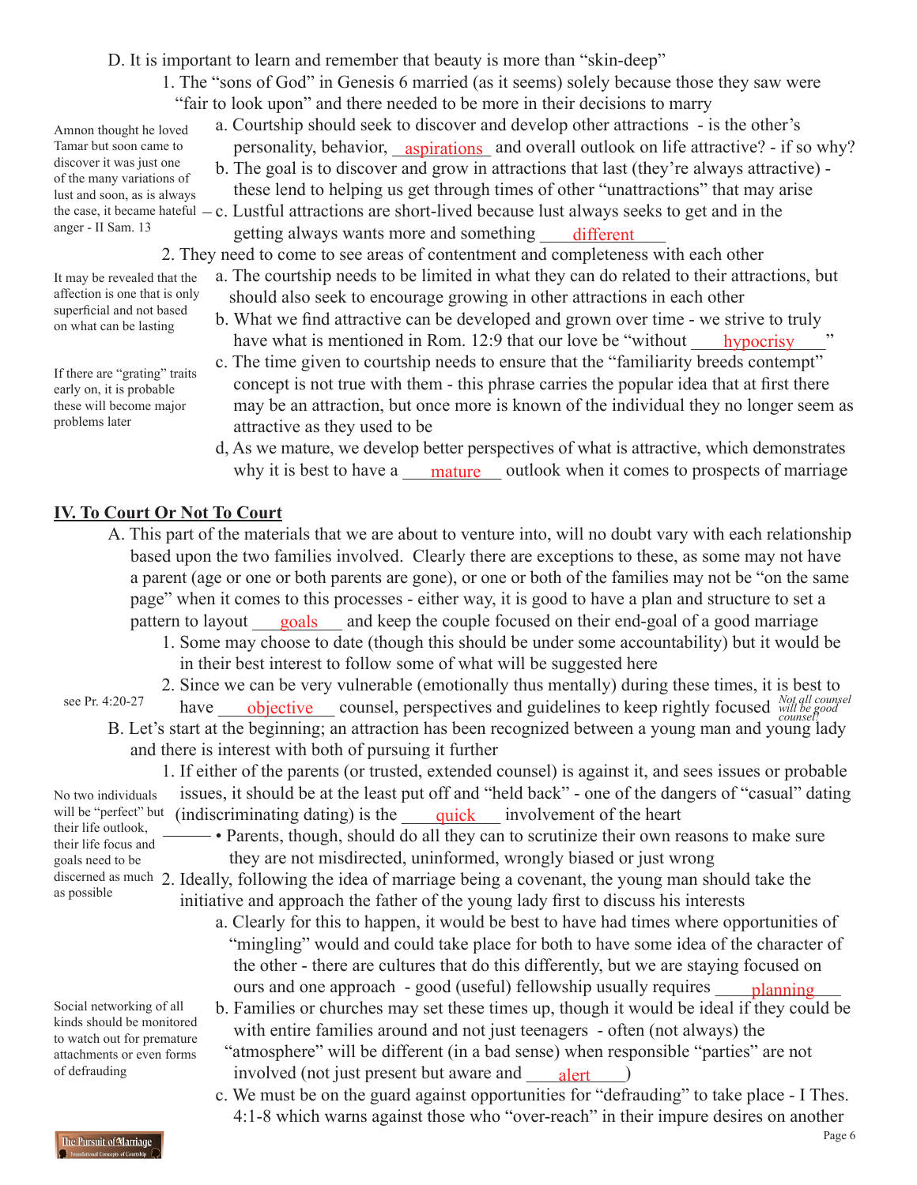D. It is important to learn and remember that beauty is more than "skin-deep"

1. The "sons of God" in Genesis 6 married (as it seems) solely because those they saw were "fair to look upon" and there needed to be more in their decisions to marry

   *Amnon thought he loved Tamar but soon came to discover it was just one of the many variations of lust and soon, as is always the case, it became hateful anger - II Sam. 13*

   a. Courtship should seek to discover and develop other attractions - is the other's personality, behavior, __aspirations__ and overall outlook on life attractive? - if so why?

   b. The goal is to discover and grow in attractions that last (they're always attractive) - these lend to helping us get through times of other "unattractions" that may arise

   c. Lustful attractions are short-lived because lust always seeks to get and in the getting always wants more and something __different__

2. They need to come to see areas of contentment and completeness with each other

   *It may be revealed that the affection is one that is only superficial and not based on what can be lasting*

   a. The courtship needs to be limited in what they can do related to their attractions, but should also seek to encourage growing in other attractions in each other

   b. What we find attractive can be developed and grown over time - we strive to truly have what is mentioned in Rom. 12:9 that our love be "without __hypocrisy__"

   *If there are "grating" traits early on, it is probable these will become major problems later*

   c. The time given to courtship needs to ensure that the "familiarity breeds contempt" concept is not true with them - this phrase carries the popular idea that at first there may be an attraction, but once more is known of the individual they no longer seem as attractive as they used to be

   d, As we mature, we develop better perspectives of what is attractive, which demonstrates why it is best to have a __mature__ outlook when it comes to prospects of marriage

## IV. To Court Or Not To Court

A. This part of the materials that we are about to venture into, will no doubt vary with each relationship based upon the two families involved. Clearly there are exceptions to these, as some may not have a parent (age or one or both parents are gone), or one or both of the families may not be "on the same page" when it comes to this processes - either way, it is good to have a plan and structure to set a pattern to layout __goals__ and keep the couple focused on their end-goal of a good marriage

1. Some may choose to date (though this should be under some accountability) but it would be in their best interest to follow some of what will be suggested here

2. Since we can be very vulnerable (emotionally thus mentally) during these times, it is best to have __objective__ counsel, perspectives and guidelines to keep rightly focused

   *see Pr. 4:20-27*

   *Not all counsel will be good counsel!*

B. Let's start at the beginning; an attraction has been recognized between a young man and young lady and there is interest with both of pursuing it further

1. If either of the parents (or trusted, extended counsel) is against it, and sees issues or probable issues, it should be at the least put off and "held back" - one of the dangers of "casual" dating (indiscriminating dating) is the __quick__ involvement of the heart

   - Parents, though, should do all they can to scrutinize their own reasons to make sure they are not misdirected, uninformed, wrongly biased or just wrong

   *No two individuals will be "perfect" but their life outlook, their life focus and goals need to be discerned as much as possible*

2. Ideally, following the idea of marriage being a covenant, the young man should take the initiative and approach the father of the young lady first to discuss his interests

   a. Clearly for this to happen, it would be best to have had times where opportunities of "mingling" would and could take place for both to have some idea of the character of the other - there are cultures that do this differently, but we are staying focused on ours and one approach - good (useful) fellowship usually requires __planning__

   b. Families or churches may set these times up, though it would be ideal if they could be with entire families around and not just teenagers - often (not always) the "atmosphere" will be different (in a bad sense) when responsible "parties" are not involved (not just present but aware and __alert__)

   *Social networking of all kinds should be monitored to watch out for premature attachments or even forms of defrauding*

   c. We must be on the guard against opportunities for "defrauding" to take place - I Thes. 4:1-8 which warns against those who "over-reach" in their impure desires on another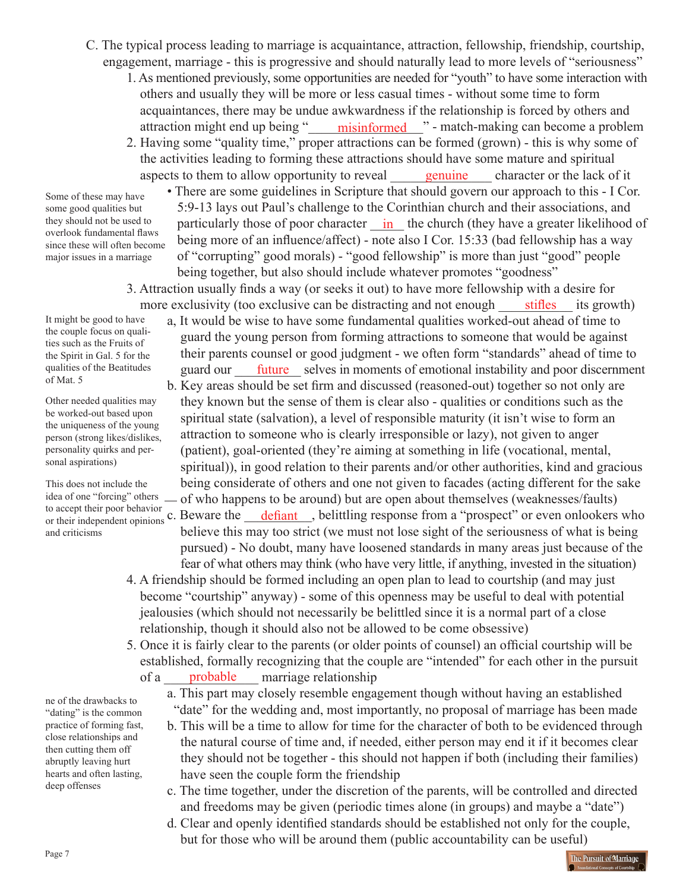C. The typical process leading to marriage is acquaintance, attraction, fellowship, friendship, courtship, engagement, marriage - this is progressive and should naturally lead to more levels of "seriousness"

1. As mentioned previously, some opportunities are needed for "youth" to have some interaction with others and usually they will be more or less casual times - without some time to form acquaintances, there may be undue awkwardness if the relationship is forced by others and attraction might end up being "misinformed" - match-making can become a problem

2. Having some "quality time," proper attractions can be formed (grown) - this is why some of the activities leading to forming these attractions should have some mature and spiritual aspects to them to allow opportunity to reveal genuine character or the lack of it

   - There are some guidelines in Scripture that should govern our approach to this - I Cor. 5:9-13 lays out Paul's challenge to the Corinthian church and their associations, and particularly those of poor character in the church (they have a greater likelihood of being more of an influence/affect) - note also I Cor. 15:33 (bad fellowship has a way of "corrupting" good morals) - "good fellowship" is more than just "good" people being together, but also should include whatever promotes "goodness"

   *Some of these may have some good qualities but they should not be used to overlook fundamental flaws since these will often become major issues in a marriage*

3. Attraction usually finds a way (or seeks it out) to have more fellowship with a desire for more exclusivity (too exclusive can be distracting and not enough stifles its growth)

   a. It would be wise to have some fundamental qualities worked-out ahead of time to guard the young person from forming attractions to someone that would be against their parents counsel or good judgment - we often form "standards" ahead of time to guard our future selves in moments of emotional instability and poor discernment

   *It might be good to have the couple focus on qualities such as the Fruits of the Spirit in Gal. 5 for the qualities of the Beatitudes of Mat. 5*

   b. Key areas should be set firm and discussed (reasoned-out) together so not only are they known but the sense of them is clear also - qualities or conditions such as the spiritual state (salvation), a level of responsible maturity (it isn't wise to form an attraction to someone who is clearly irresponsible or lazy), not given to anger (patient), goal-oriented (they're aiming at something in life (vocational, mental, spiritual)), in good relation to their parents and/or other authorities, kind and gracious being considerate of others and one not given to facades (acting different for the sake of who happens to be around) but are open about themselves (weaknesses/faults)

   *Other needed qualities may be worked-out based upon the uniqueness of the young person (strong likes/dislikes, personality quirks and personal aspirations)*

   *This does not include the idea of one "forcing" others to accept their poor behavior or their independent opinions and criticisms*

   c. Beware the defiant, belittling response from a "prospect" or even onlookers who believe this may too strict (we must not lose sight of the seriousness of what is being pursued) - No doubt, many have loosened standards in many areas just because of the fear of what others may think (who have very little, if anything, invested in the situation)

4. A friendship should be formed including an open plan to lead to courtship (and may just become "courtship" anyway) - some of this openness may be useful to deal with potential jealousies (which should not necessarily be belittled since it is a normal part of a close relationship, though it should also not be allowed to be come obsessive)

5. Once it is fairly clear to the parents (or older points of counsel) an official courtship will be established, formally recognizing that the couple are "intended" for each other in the pursuit of a probable marriage relationship

   a. This part may closely resemble engagement though without having an established "date" for the wedding and, most importantly, no proposal of marriage has been made

   b. This will be a time to allow for time for the character of both to be evidenced through the natural course of time and, if needed, either person may end it if it becomes clear they should not be together - this should not happen if both (including their families) have seen the couple form the friendship

   *ne of the drawbacks to "dating" is the common practice of forming fast, close relationships and then cutting them off abruptly leaving hurt hearts and often lasting, deep offenses*

   c. The time together, under the discretion of the parents, will be controlled and directed and freedoms may be given (periodic times alone (in groups) and maybe a "date")

   d. Clear and openly identified standards should be established not only for the couple, but for those who will be around them (public accountability can be useful)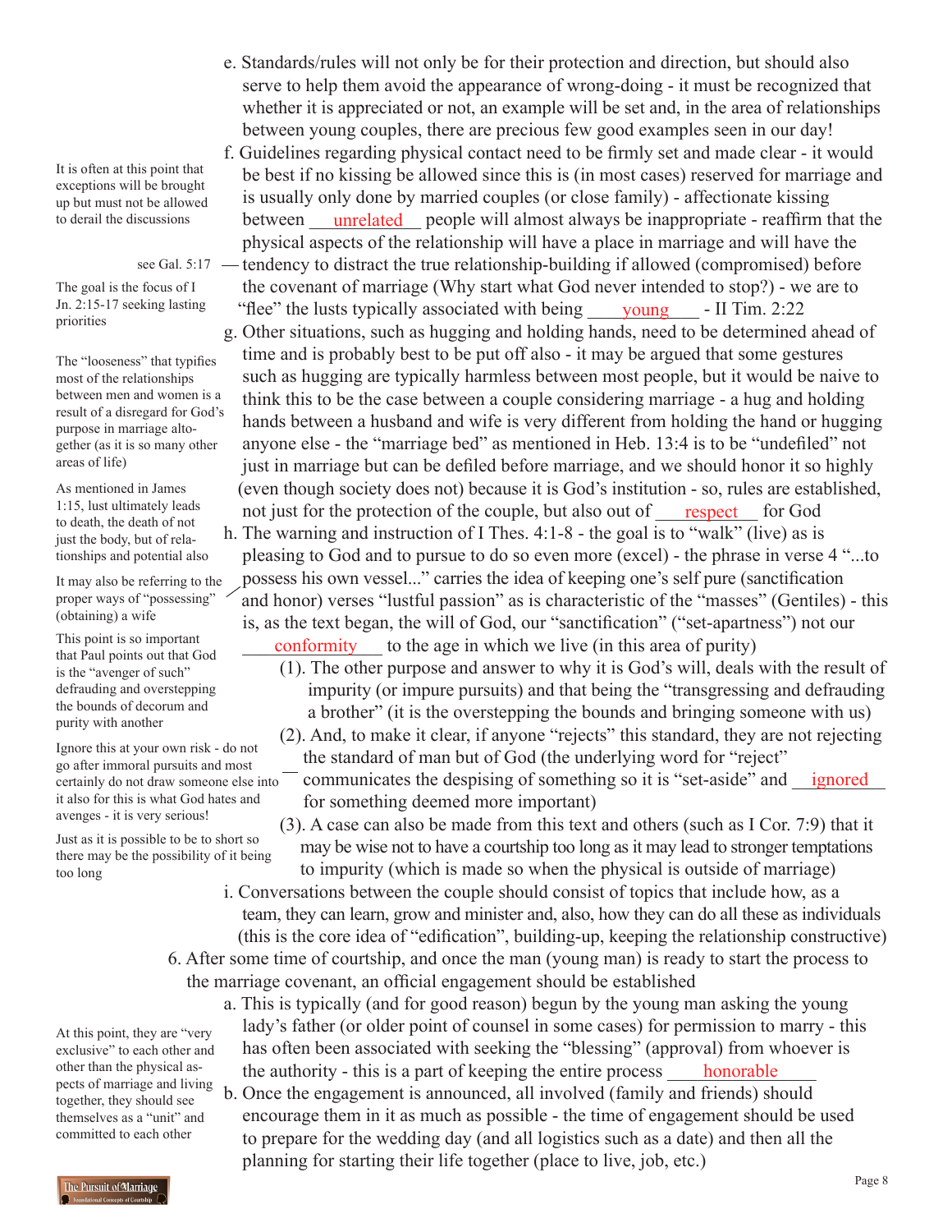e. Standards/rules will not only be for their protection and direction, but should also serve to help them avoid the appearance of wrong-doing - it must be recognized that whether it is appreciated or not, an example will be set and, in the area of relationships between young couples, there are precious few good examples seen in our day!

f. Guidelines regarding physical contact need to be firmly set and made clear - it would be best if no kissing be allowed since this is (in most cases) reserved for marriage and is usually only done by married couples (or close family) - affectionate kissing between ___unrelated___ people will almost always be inappropriate - reaffirm that the physical aspects of the relationship will have a place in marriage and will have the tendency to distract the true relationship-building if allowed (compromised) before the covenant of marriage (Why start what God never intended to stop?) - we are to "flee" the lusts typically associated with being ___young___ - II Tim. 2:22

> It is often at this point that exceptions will be brought up but must not be allowed to derail the discussions

> see Gal. 5:17

> The goal is the focus of I Jn. 2:15-17 seeking lasting priorities

g. Other situations, such as hugging and holding hands, need to be determined ahead of time and is probably best to be put off also - it may be argued that some gestures such as hugging are typically harmless between most people, but it would be naive to think this to be the case between a couple considering marriage - a hug and holding hands between a husband and wife is very different from holding the hand or hugging anyone else - the "marriage bed" as mentioned in Heb. 13:4 is to be "undefiled" not just in marriage but can be defiled before marriage, and we should honor it so highly (even though society does not) because it is God's institution - so, rules are established, not just for the protection of the couple, but also out of ___respect___ for God

> The "looseness" that typifies most of the relationships between men and women is a result of a disregard for God's purpose in marriage altogether (as it is so many other areas of life)

> As mentioned in James 1:15, lust ultimately leads to death, the death of not just the body, but of relationships and potential also

h. The warning and instruction of I Thes. 4:1-8 - the goal is to "walk" (live) as is pleasing to God and to pursue to do so even more (excel) - the phrase in verse 4 "...to possess his own vessel..." carries the idea of keeping one's self pure (sanctification and honor) verses "lustful passion" as is characteristic of the "masses" (Gentiles) - this is, as the text began, the will of God, our "sanctification" ("set-apartness") not our ___conformity___ to the age in which we live (in this area of purity)

> It may also be referring to the proper ways of "possessing" (obtaining) a wife

(1). The other purpose and answer to why it is God's will, deals with the result of impurity (or impure pursuits) and that being the "transgressing and defrauding a brother" (it is the overstepping the bounds and bringing someone with us)

> This point is so important that Paul points out that God is the "avenger of such" defrauding and overstepping the bounds of decorum and purity with another

(2). And, to make it clear, if anyone "rejects" this standard, they are not rejecting the standard of man but of God (the underlying word for "reject" communicates the despising of something so it is "set-aside" and ___ignored___ for something deemed more important)

> Ignore this at your own risk - do not go after immoral pursuits and most certainly do not draw someone else into it also for this is what God hates and avenges - it is very serious!

(3). A case can also be made from this text and others (such as I Cor. 7:9) that it may be wise not to have a courtship too long as it may lead to stronger temptations to impurity (which is made so when the physical is outside of marriage)

> Just as it is possible to be to short so there may be the possibility of it being too long

i. Conversations between the couple should consist of topics that include how, as a team, they can learn, grow and minister and, also, how they can do all these as individuals (this is the core idea of "edification", building-up, keeping the relationship constructive)

6. After some time of courtship, and once the man (young man) is ready to start the process to the marriage covenant, an official engagement should be established

a. This is typically (and for good reason) begun by the young man asking the young lady's father (or older point of counsel in some cases) for permission to marry - this has often been associated with seeking the "blessing" (approval) from whoever is the authority - this is a part of keeping the entire process ___honorable___

b. Once the engagement is announced, all involved (family and friends) should encourage them in it as much as possible - the time of engagement should be used to prepare for the wedding day (and all logistics such as a date) and then all the planning for starting their life together (place to live, job, etc.)

> At this point, they are "very exclusive" to each other and other than the physical aspects of marriage and living together, they should see themselves as a "unit" and committed to each other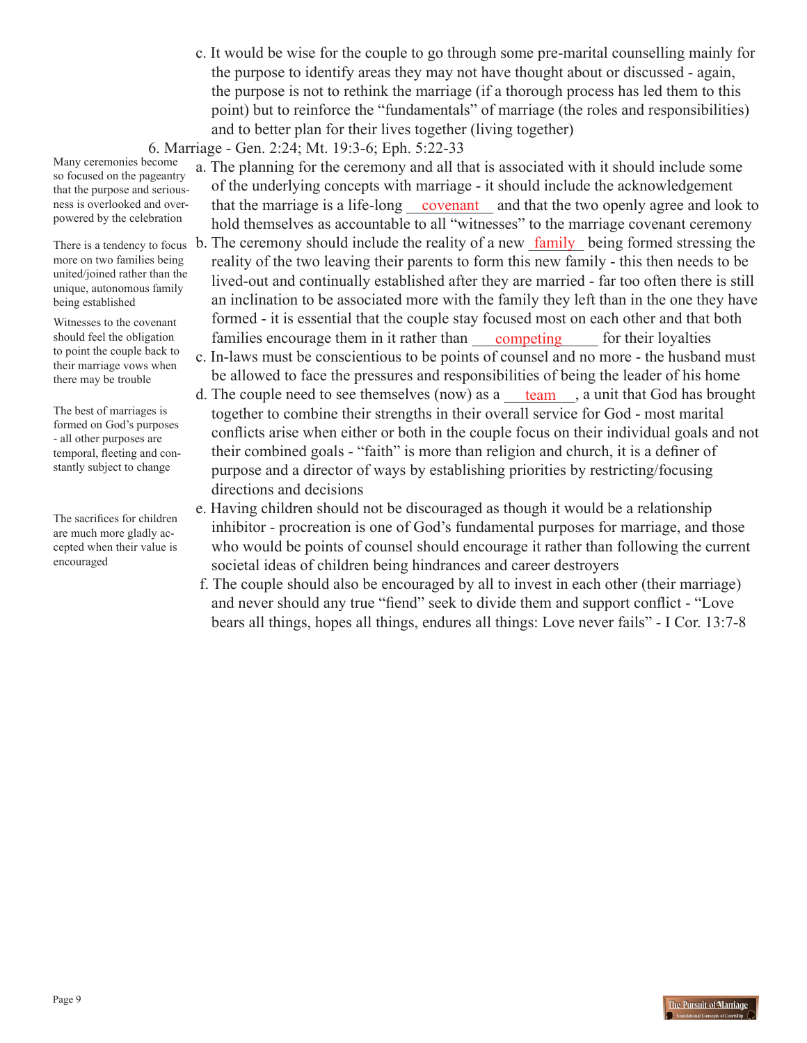c. It would be wise for the couple to go through some pre-marital counselling mainly for the purpose to identify areas they may not have thought about or discussed - again, the purpose is not to rethink the marriage (if a thorough process has led them to this point) but to reinforce the "fundamentals" of marriage (the roles and responsibilities) and to better plan for their lives together (living together)

6. Marriage - Gen. 2:24; Mt. 19:3-6; Eph. 5:22-33

Many ceremonies become so focused on the pageantry that the purpose and seriousness is overlooked and overpowered by the celebration

a. The planning for the ceremony and all that is associated with it should include some of the underlying concepts with marriage - it should include the acknowledgement that the marriage is a life-long __covenant__ and that the two openly agree and look to hold themselves as accountable to all "witnesses" to the marriage covenant ceremony

There is a tendency to focus more on two families being united/joined rather than the unique, autonomous family being established

b. The ceremony should include the reality of a new __family__ being formed stressing the reality of the two leaving their parents to form this new family - this then needs to be lived-out and continually established after they are married - far too often there is still an inclination to be associated more with the family they left than in the one they have formed - it is essential that the couple stay focused most on each other and that both families encourage them in it rather than __competing__ for their loyalties

Witnesses to the covenant should feel the obligation to point the couple back to their marriage vows when there may be trouble

c. In-laws must be conscientious to be points of counsel and no more - the husband must be allowed to face the pressures and responsibilities of being the leader of his home

The best of marriages is formed on God's purposes - all other purposes are temporal, fleeting and constantly subject to change

d. The couple need to see themselves (now) as a __team__, a unit that God has brought together to combine their strengths in their overall service for God - most marital conflicts arise when either or both in the couple focus on their individual goals and not their combined goals - "faith" is more than religion and church, it is a definer of purpose and a director of ways by establishing priorities by restricting/focusing directions and decisions

The sacrifices for children are much more gladly accepted when their value is encouraged

e. Having children should not be discouraged as though it would be a relationship inhibitor - procreation is one of God's fundamental purposes for marriage, and those who would be points of counsel should encourage it rather than following the current societal ideas of children being hindrances and career destroyers

f. The couple should also be encouraged by all to invest in each other (their marriage) and never should any true "fiend" seek to divide them and support conflict - "Love bears all things, hopes all things, endures all things: Love never fails" - I Cor. 13:7-8